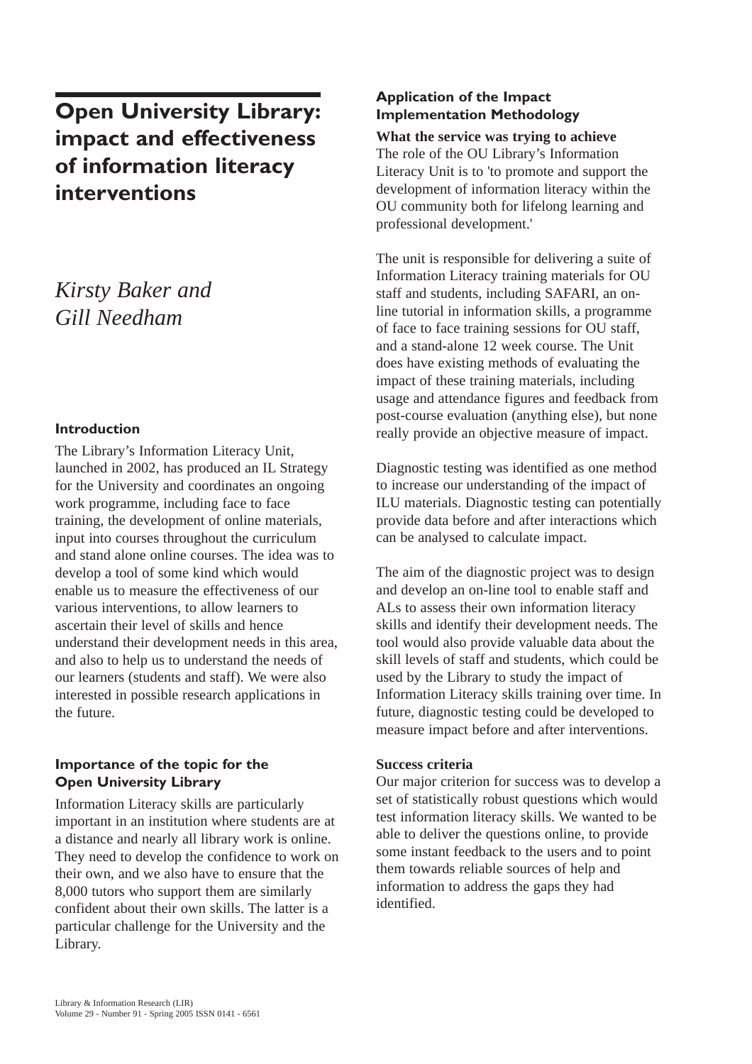# Open University Library: impact and effectiveness of information literacy interventions

*Kirsty Baker and Gill Needham*

## Introduction

The Library's Information Literacy Unit, launched in 2002, has produced an IL Strategy for the University and coordinates an ongoing work programme, including face to face training, the development of online materials, input into courses throughout the curriculum and stand alone online courses. The idea was to develop a tool of some kind which would enable us to measure the effectiveness of our various interventions, to allow learners to ascertain their level of skills and hence understand their development needs in this area, and also to help us to understand the needs of our learners (students and staff). We were also interested in possible research applications in the future.

## Importance of the topic for the Open University Library

Information Literacy skills are particularly important in an institution where students are at a distance and nearly all library work is online. They need to develop the confidence to work on their own, and we also have to ensure that the 8,000 tutors who support them are similarly confident about their own skills. The latter is a particular challenge for the University and the Library.

## Application of the Impact Implementation Methodology

**What the service was trying to achieve**

The role of the OU Library's Information Literacy Unit is to 'to promote and support the development of information literacy within the OU community both for lifelong learning and professional development.'

The unit is responsible for delivering a suite of Information Literacy training materials for OU staff and students, including SAFARI, an on-line tutorial in information skills, a programme of face to face training sessions for OU staff, and a stand-alone 12 week course. The Unit does have existing methods of evaluating the impact of these training materials, including usage and attendance figures and feedback from post-course evaluation (anything else), but none really provide an objective measure of impact.

Diagnostic testing was identified as one method to increase our understanding of the impact of ILU materials. Diagnostic testing can potentially provide data before and after interactions which can be analysed to calculate impact.

The aim of the diagnostic project was to design and develop an on-line tool to enable staff and ALs to assess their own information literacy skills and identify their development needs. The tool would also provide valuable data about the skill levels of staff and students, which could be used by the Library to study the impact of Information Literacy skills training over time. In future, diagnostic testing could be developed to measure impact before and after interventions.

**Success criteria**

Our major criterion for success was to develop a set of statistically robust questions which would test information literacy skills. We wanted to be able to deliver the questions online, to provide some instant feedback to the users and to point them towards reliable sources of help and information to address the gaps they had identified.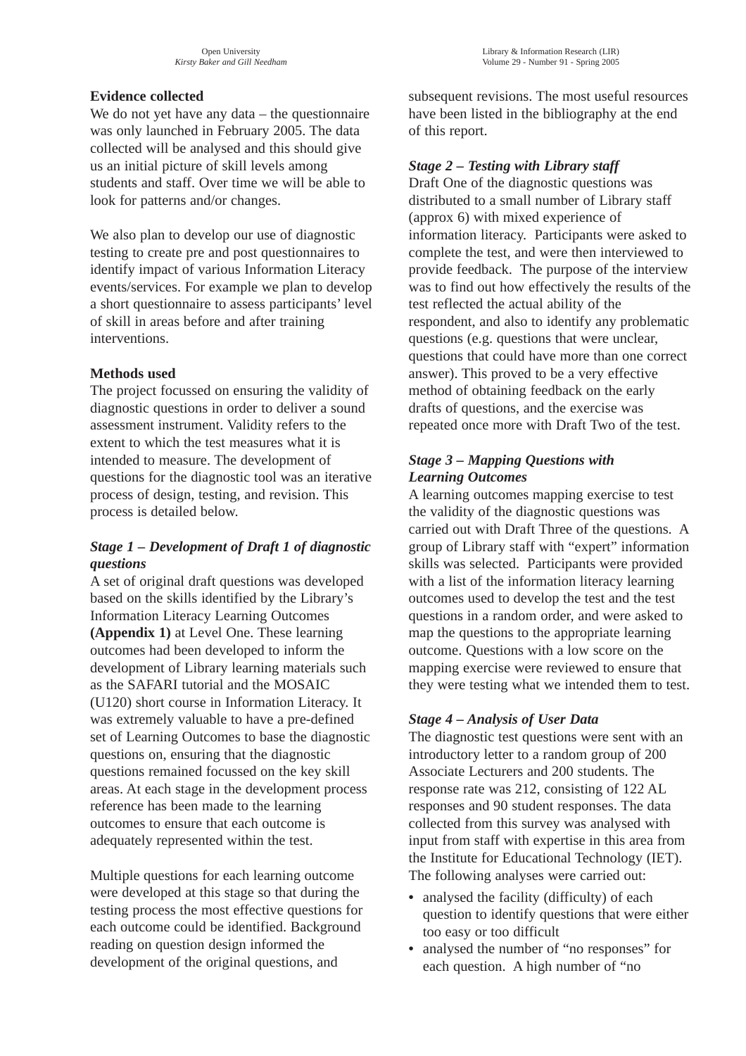**Evidence collected**

We do not yet have any data – the questionnaire was only launched in February 2005. The data collected will be analysed and this should give us an initial picture of skill levels among students and staff. Over time we will be able to look for patterns and/or changes.

We also plan to develop our use of diagnostic testing to create pre and post questionnaires to identify impact of various Information Literacy events/services. For example we plan to develop a short questionnaire to assess participants' level of skill in areas before and after training interventions.

**Methods used**

The project focussed on ensuring the validity of diagnostic questions in order to deliver a sound assessment instrument. Validity refers to the extent to which the test measures what it is intended to measure. The development of questions for the diagnostic tool was an iterative process of design, testing, and revision. This process is detailed below.

***Stage 1 – Development of Draft 1 of diagnostic questions***

A set of original draft questions was developed based on the skills identified by the Library's Information Literacy Learning Outcomes **(Appendix 1)** at Level One. These learning outcomes had been developed to inform the development of Library learning materials such as the SAFARI tutorial and the MOSAIC (U120) short course in Information Literacy. It was extremely valuable to have a pre-defined set of Learning Outcomes to base the diagnostic questions on, ensuring that the diagnostic questions remained focussed on the key skill areas. At each stage in the development process reference has been made to the learning outcomes to ensure that each outcome is adequately represented within the test.

Multiple questions for each learning outcome were developed at this stage so that during the testing process the most effective questions for each outcome could be identified. Background reading on question design informed the development of the original questions, and subsequent revisions. The most useful resources have been listed in the bibliography at the end of this report.

***Stage 2 – Testing with Library staff***

Draft One of the diagnostic questions was distributed to a small number of Library staff (approx 6) with mixed experience of information literacy. Participants were asked to complete the test, and were then interviewed to provide feedback. The purpose of the interview was to find out how effectively the results of the test reflected the actual ability of the respondent, and also to identify any problematic questions (e.g. questions that were unclear, questions that could have more than one correct answer). This proved to be a very effective method of obtaining feedback on the early drafts of questions, and the exercise was repeated once more with Draft Two of the test.

***Stage 3 – Mapping Questions with Learning Outcomes***

A learning outcomes mapping exercise to test the validity of the diagnostic questions was carried out with Draft Three of the questions. A group of Library staff with "expert" information skills was selected. Participants were provided with a list of the information literacy learning outcomes used to develop the test and the test questions in a random order, and were asked to map the questions to the appropriate learning outcome. Questions with a low score on the mapping exercise were reviewed to ensure that they were testing what we intended them to test.

***Stage 4 – Analysis of User Data***

The diagnostic test questions were sent with an introductory letter to a random group of 200 Associate Lecturers and 200 students. The response rate was 212, consisting of 122 AL responses and 90 student responses. The data collected from this survey was analysed with input from staff with expertise in this area from the Institute for Educational Technology (IET). The following analyses were carried out:

- analysed the facility (difficulty) of each question to identify questions that were either too easy or too difficult
- analysed the number of "no responses" for each question. A high number of "no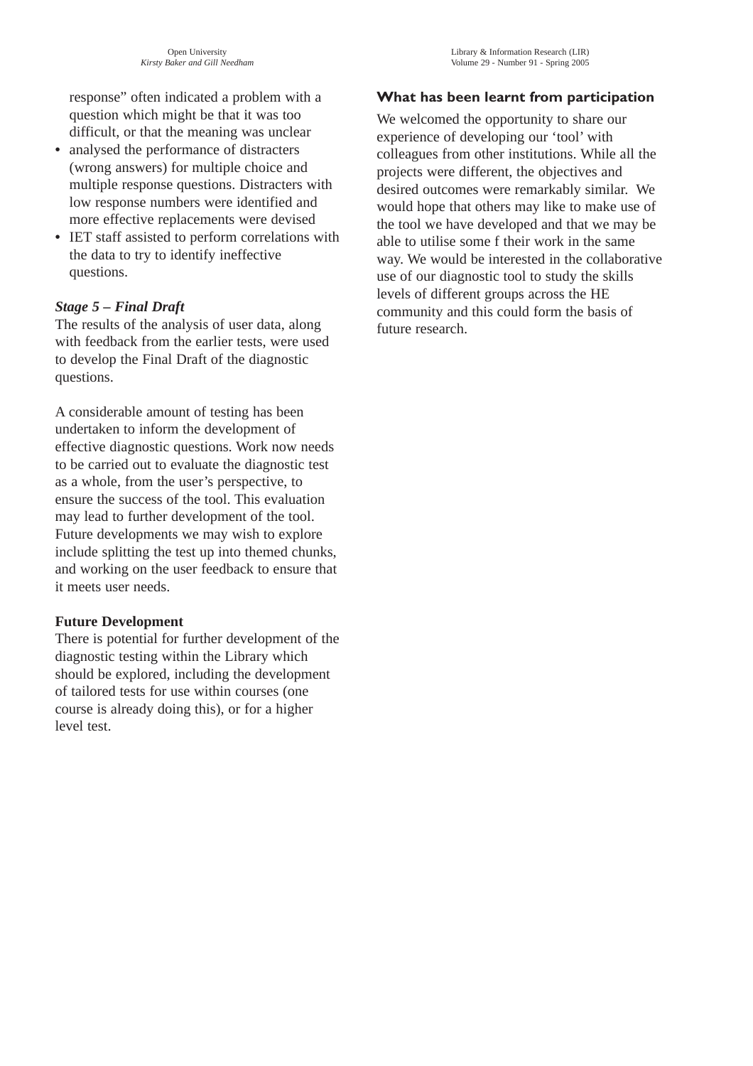response" often indicated a problem with a question which might be that it was too difficult, or that the meaning was unclear

- analysed the performance of distracters (wrong answers) for multiple choice and multiple response questions. Distracters with low response numbers were identified and more effective replacements were devised
- IET staff assisted to perform correlations with the data to try to identify ineffective questions.

***Stage 5 – Final Draft***

The results of the analysis of user data, along with feedback from the earlier tests, were used to develop the Final Draft of the diagnostic questions.

A considerable amount of testing has been undertaken to inform the development of effective diagnostic questions. Work now needs to be carried out to evaluate the diagnostic test as a whole, from the user's perspective, to ensure the success of the tool. This evaluation may lead to further development of the tool. Future developments we may wish to explore include splitting the test up into themed chunks, and working on the user feedback to ensure that it meets user needs.

**Future Development**

There is potential for further development of the diagnostic testing within the Library which should be explored, including the development of tailored tests for use within courses (one course is already doing this), or for a higher level test.

## What has been learnt from participation

We welcomed the opportunity to share our experience of developing our 'tool' with colleagues from other institutions. While all the projects were different, the objectives and desired outcomes were remarkably similar. We would hope that others may like to make use of the tool we have developed and that we may be able to utilise some f their work in the same way. We would be interested in the collaborative use of our diagnostic tool to study the skills levels of different groups across the HE community and this could form the basis of future research.